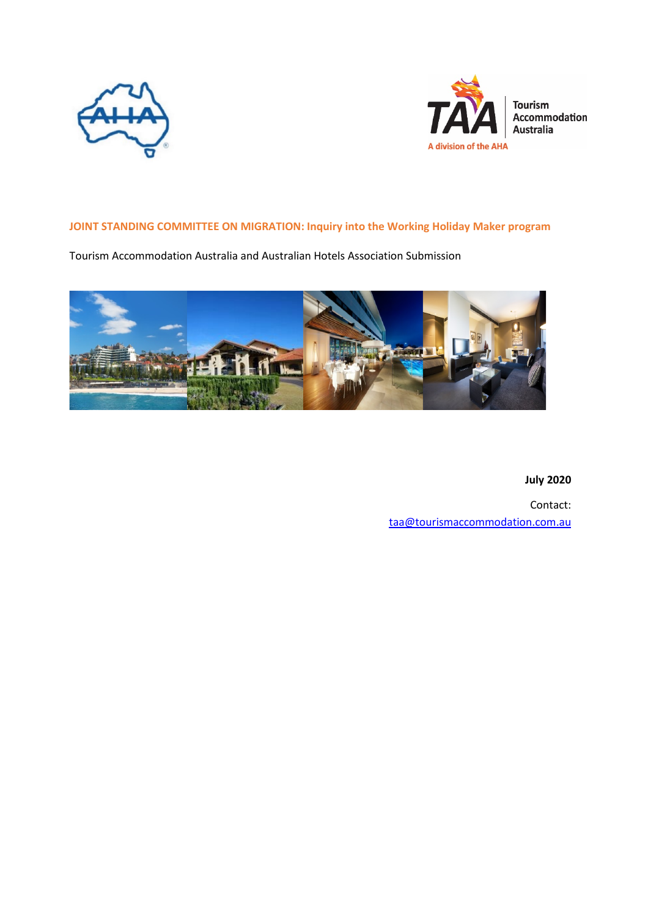**JOINT STANDING COMMITTEE ON MIGRATION: Inquiry into the Working Holiday Maker program**

Tourism Accommodation Australia and Australian Hotels Association Submission

**July 2020**

Contact:
taa@tourismaccommodation.com.au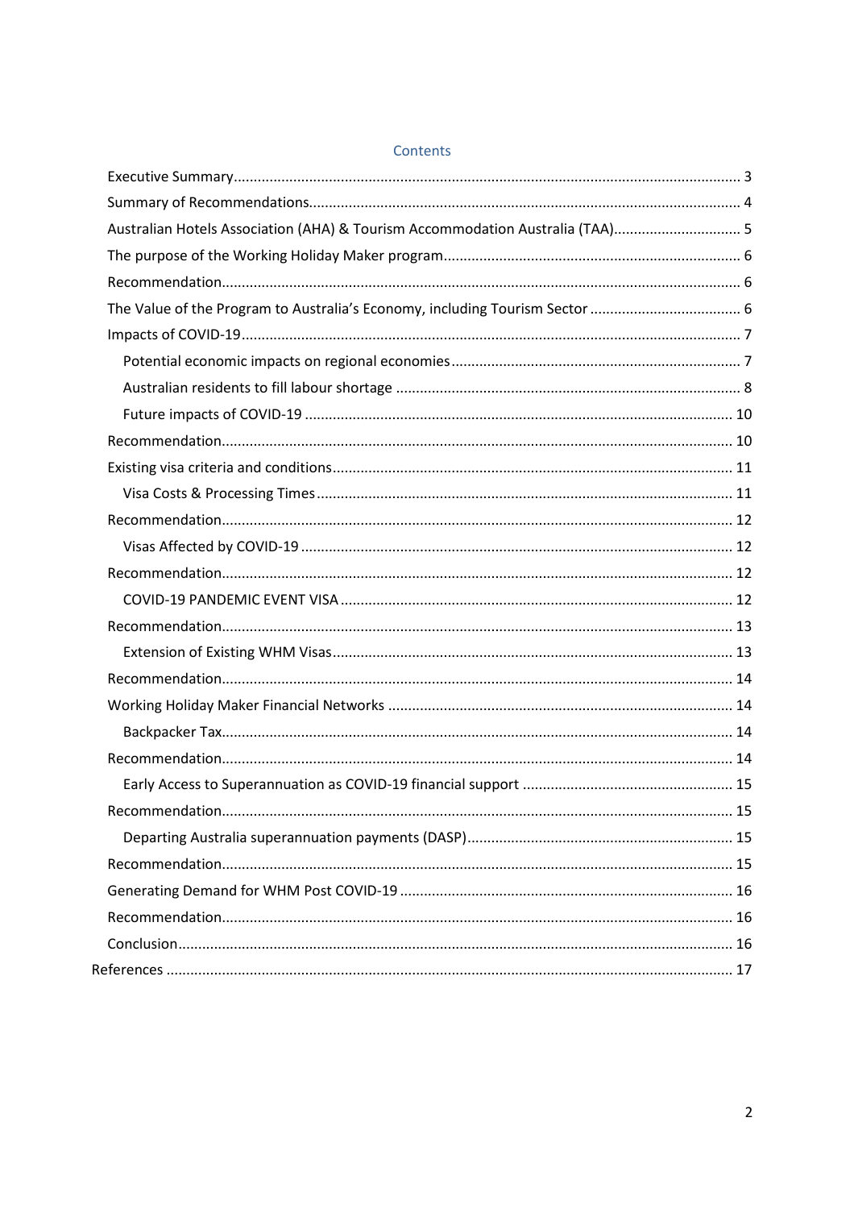# Contents

- Executive Summary ........ 3
- Summary of Recommendations ........ 4
- Australian Hotels Association (AHA) & Tourism Accommodation Australia (TAA) ........ 5
- The purpose of the Working Holiday Maker program ........ 6
- Recommendation ........ 6
- The Value of the Program to Australia's Economy, including Tourism Sector ........ 6
- Impacts of COVID-19 ........ 7
  - Potential economic impacts on regional economies ........ 7
  - Australian residents to fill labour shortage ........ 8
  - Future impacts of COVID-19 ........ 10
- Recommendation ........ 10
- Existing visa criteria and conditions ........ 11
  - Visa Costs & Processing Times ........ 11
- Recommendation ........ 12
  - Visas Affected by COVID-19 ........ 12
- Recommendation ........ 12
  - COVID-19 PANDEMIC EVENT VISA ........ 12
- Recommendation ........ 13
  - Extension of Existing WHM Visas ........ 13
- Recommendation ........ 14
- Working Holiday Maker Financial Networks ........ 14
  - Backpacker Tax ........ 14
- Recommendation ........ 14
  - Early Access to Superannuation as COVID-19 financial support ........ 15
- Recommendation ........ 15
  - Departing Australia superannuation payments (DASP) ........ 15
- Recommendation ........ 15
- Generating Demand for WHM Post COVID-19 ........ 16
- Recommendation ........ 16
- Conclusion ........ 16

References ........ 17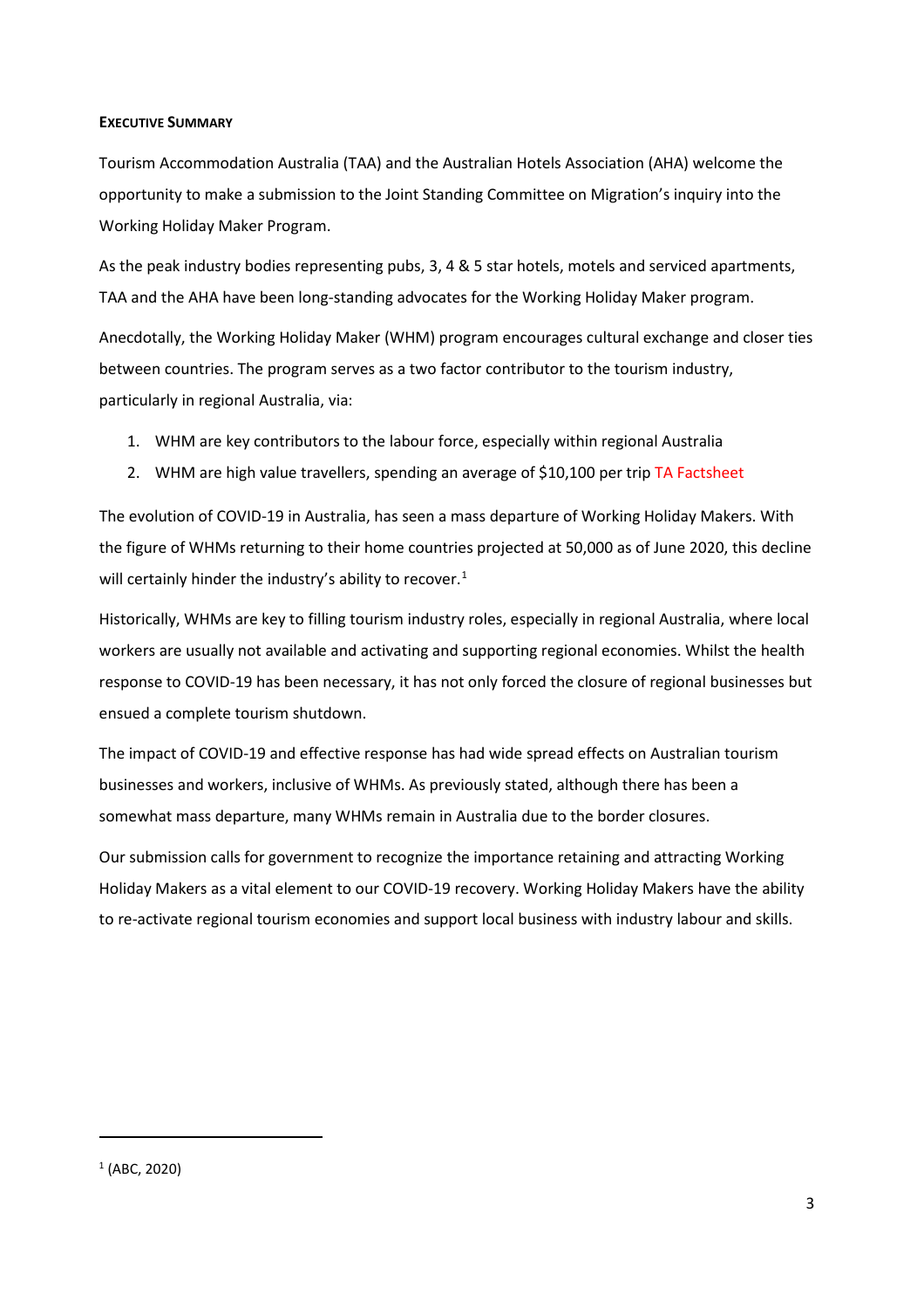**EXECUTIVE SUMMARY**

Tourism Accommodation Australia (TAA) and the Australian Hotels Association (AHA) welcome the opportunity to make a submission to the Joint Standing Committee on Migration's inquiry into the Working Holiday Maker Program.

As the peak industry bodies representing pubs, 3, 4 & 5 star hotels, motels and serviced apartments, TAA and the AHA have been long-standing advocates for the Working Holiday Maker program.

Anecdotally, the Working Holiday Maker (WHM) program encourages cultural exchange and closer ties between countries. The program serves as a two factor contributor to the tourism industry, particularly in regional Australia, via:

1. WHM are key contributors to the labour force, especially within regional Australia
2. WHM are high value travellers, spending an average of $10,100 per trip TA Factsheet

The evolution of COVID-19 in Australia, has seen a mass departure of Working Holiday Makers. With the figure of WHMs returning to their home countries projected at 50,000 as of June 2020, this decline will certainly hinder the industry's ability to recover.[1]

Historically, WHMs are key to filling tourism industry roles, especially in regional Australia, where local workers are usually not available and activating and supporting regional economies. Whilst the health response to COVID-19 has been necessary, it has not only forced the closure of regional businesses but ensued a complete tourism shutdown.

The impact of COVID-19 and effective response has had wide spread effects on Australian tourism businesses and workers, inclusive of WHMs. As previously stated, although there has been a somewhat mass departure, many WHMs remain in Australia due to the border closures.

Our submission calls for government to recognize the importance retaining and attracting Working Holiday Makers as a vital element to our COVID-19 recovery. Working Holiday Makers have the ability to re-activate regional tourism economies and support local business with industry labour and skills.

---

[1] (ABC, 2020)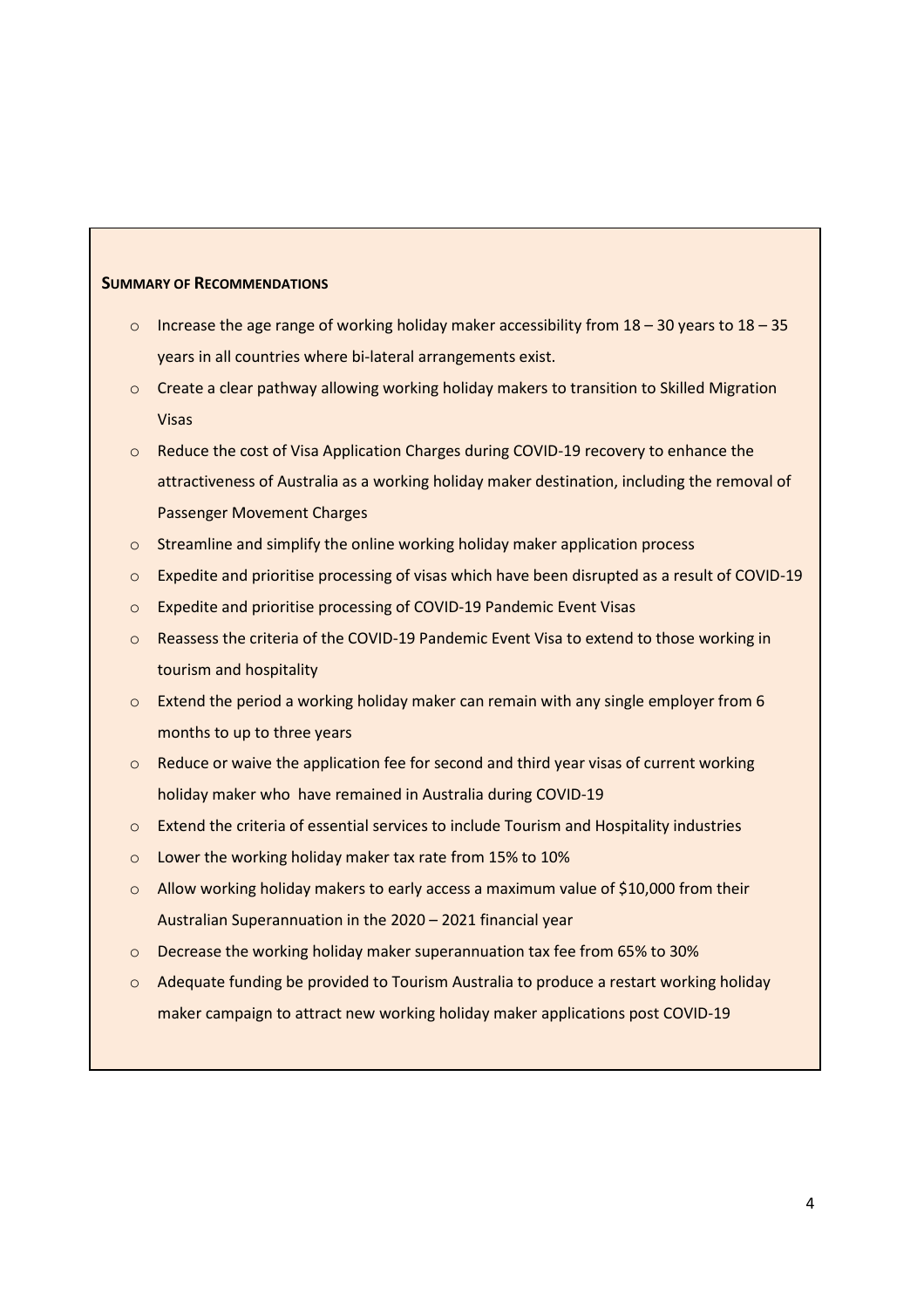**SUMMARY OF RECOMMENDATIONS**

- Increase the age range of working holiday maker accessibility from 18 – 30 years to 18 – 35 years in all countries where bi-lateral arrangements exist.
- Create a clear pathway allowing working holiday makers to transition to Skilled Migration Visas
- Reduce the cost of Visa Application Charges during COVID-19 recovery to enhance the attractiveness of Australia as a working holiday maker destination, including the removal of Passenger Movement Charges
- Streamline and simplify the online working holiday maker application process
- Expedite and prioritise processing of visas which have been disrupted as a result of COVID-19
- Expedite and prioritise processing of COVID-19 Pandemic Event Visas
- Reassess the criteria of the COVID-19 Pandemic Event Visa to extend to those working in tourism and hospitality
- Extend the period a working holiday maker can remain with any single employer from 6 months to up to three years
- Reduce or waive the application fee for second and third year visas of current working holiday maker who have remained in Australia during COVID-19
- Extend the criteria of essential services to include Tourism and Hospitality industries
- Lower the working holiday maker tax rate from 15% to 10%
- Allow working holiday makers to early access a maximum value of $10,000 from their Australian Superannuation in the 2020 – 2021 financial year
- Decrease the working holiday maker superannuation tax fee from 65% to 30%
- Adequate funding be provided to Tourism Australia to produce a restart working holiday maker campaign to attract new working holiday maker applications post COVID-19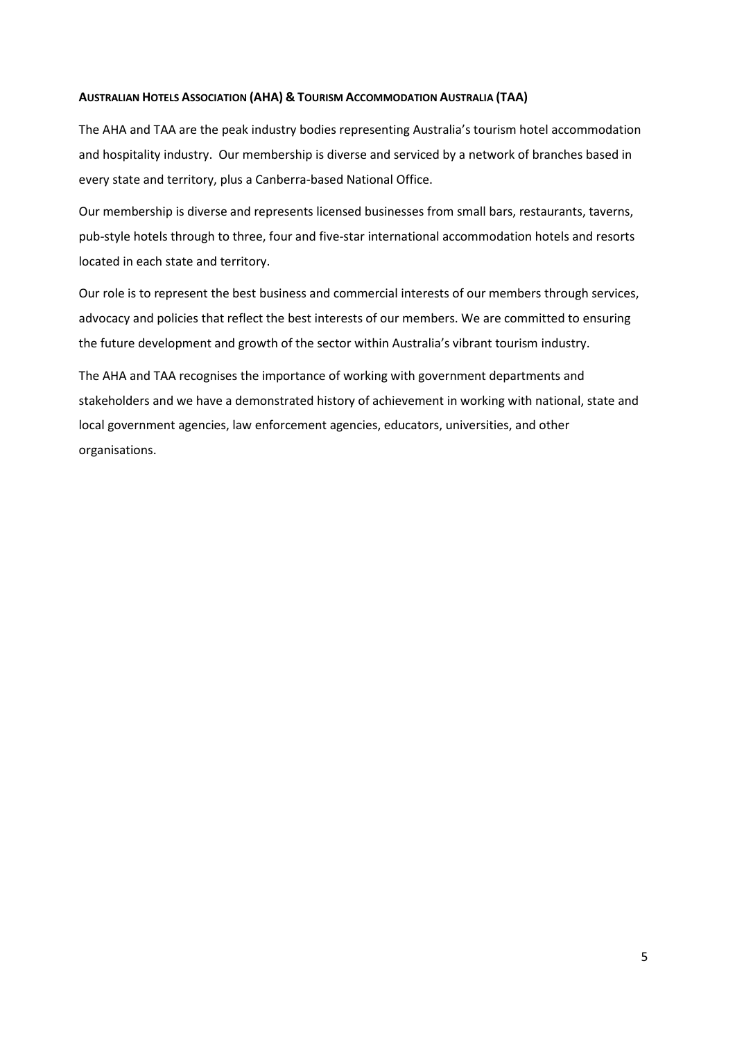## **AUSTRALIAN HOTELS ASSOCIATION (AHA) & TOURISM ACCOMMODATION AUSTRALIA (TAA)**

The AHA and TAA are the peak industry bodies representing Australia's tourism hotel accommodation and hospitality industry. Our membership is diverse and serviced by a network of branches based in every state and territory, plus a Canberra-based National Office.

Our membership is diverse and represents licensed businesses from small bars, restaurants, taverns, pub-style hotels through to three, four and five-star international accommodation hotels and resorts located in each state and territory.

Our role is to represent the best business and commercial interests of our members through services, advocacy and policies that reflect the best interests of our members. We are committed to ensuring the future development and growth of the sector within Australia's vibrant tourism industry.

The AHA and TAA recognises the importance of working with government departments and stakeholders and we have a demonstrated history of achievement in working with national, state and local government agencies, law enforcement agencies, educators, universities, and other organisations.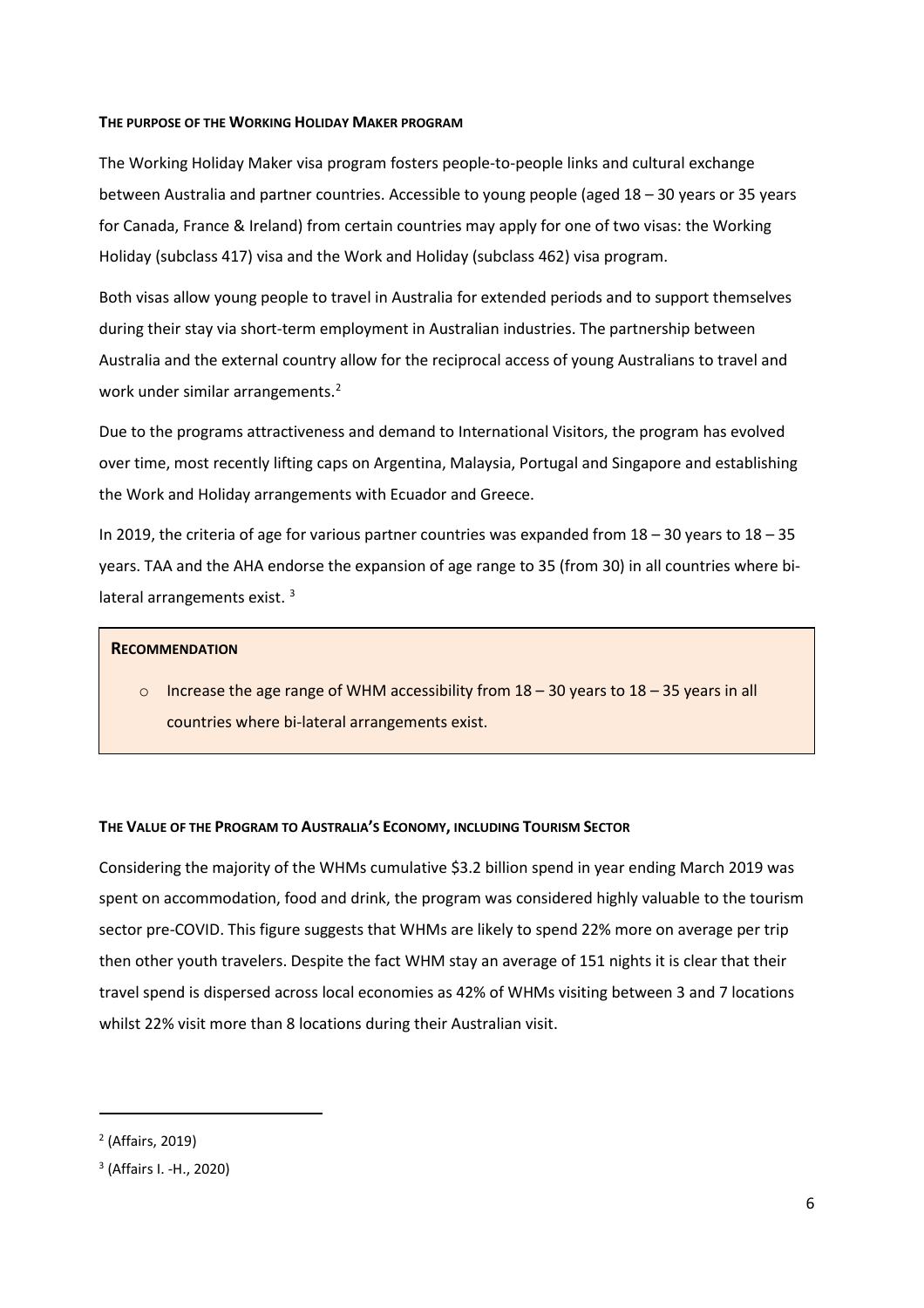### The Purpose of the Working Holiday Maker Program

The Working Holiday Maker visa program fosters people-to-people links and cultural exchange between Australia and partner countries. Accessible to young people (aged 18 – 30 years or 35 years for Canada, France & Ireland) from certain countries may apply for one of two visas: the Working Holiday (subclass 417) visa and the Work and Holiday (subclass 462) visa program.

Both visas allow young people to travel in Australia for extended periods and to support themselves during their stay via short-term employment in Australian industries. The partnership between Australia and the external country allow for the reciprocal access of young Australians to travel and work under similar arrangements.[2]

Due to the programs attractiveness and demand to International Visitors, the program has evolved over time, most recently lifting caps on Argentina, Malaysia, Portugal and Singapore and establishing the Work and Holiday arrangements with Ecuador and Greece.

In 2019, the criteria of age for various partner countries was expanded from 18 – 30 years to 18 – 35 years. TAA and the AHA endorse the expansion of age range to 35 (from 30) in all countries where bi-lateral arrangements exist. [3]

> **Recommendation**
>
> - Increase the age range of WHM accessibility from 18 – 30 years to 18 – 35 years in all countries where bi-lateral arrangements exist.

### The Value of the Program to Australia's Economy, including Tourism Sector

Considering the majority of the WHMs cumulative $3.2 billion spend in year ending March 2019 was spent on accommodation, food and drink, the program was considered highly valuable to the tourism sector pre-COVID. This figure suggests that WHMs are likely to spend 22% more on average per trip then other youth travelers. Despite the fact WHM stay an average of 151 nights it is clear that their travel spend is dispersed across local economies as 42% of WHMs visiting between 3 and 7 locations whilst 22% visit more than 8 locations during their Australian visit.

---

[2] (Affairs, 2019)

[3] (Affairs I. -H., 2020)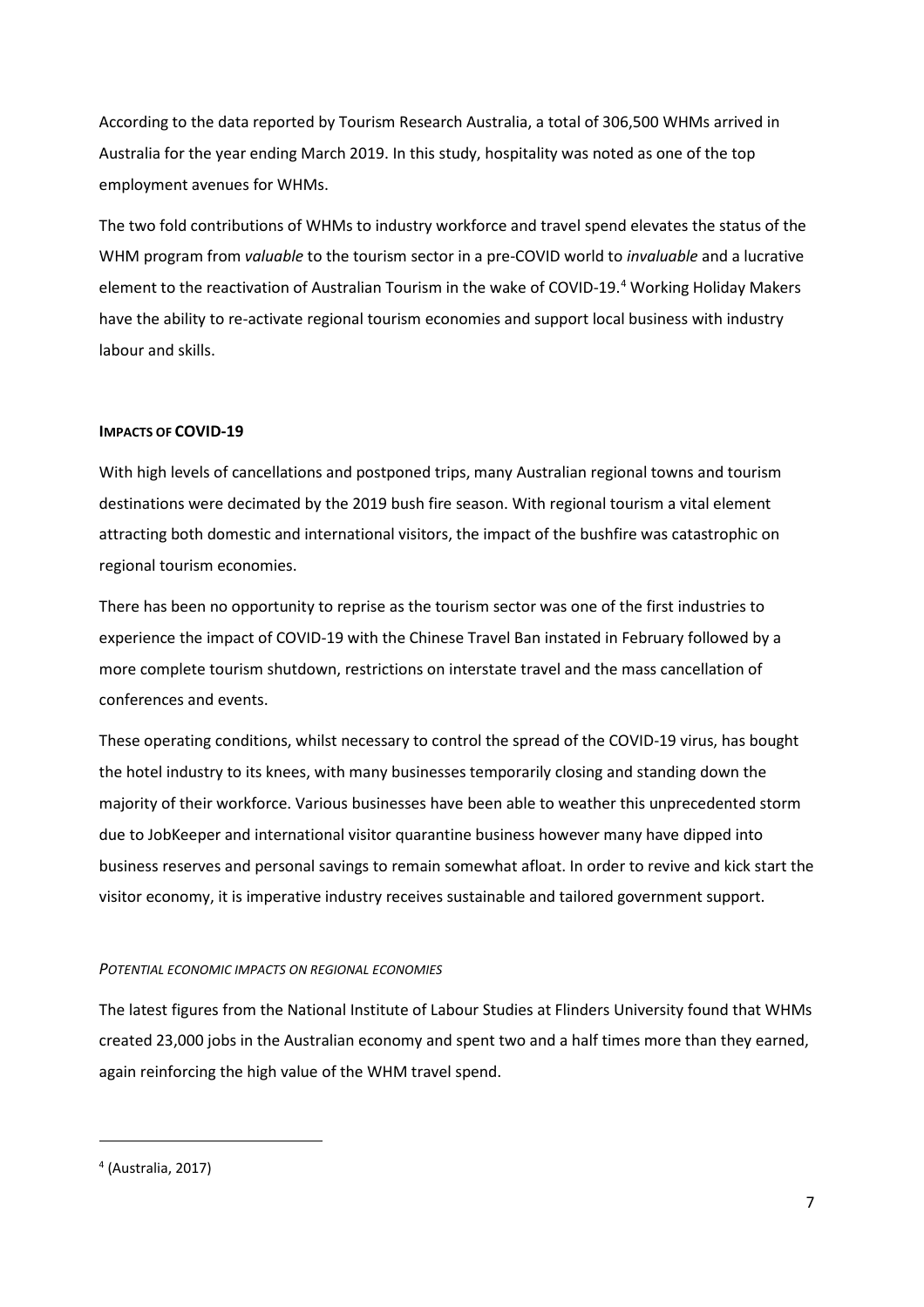According to the data reported by Tourism Research Australia, a total of 306,500 WHMs arrived in Australia for the year ending March 2019. In this study, hospitality was noted as one of the top employment avenues for WHMs.

The two fold contributions of WHMs to industry workforce and travel spend elevates the status of the WHM program from *valuable* to the tourism sector in a pre-COVID world to *invaluable* and a lucrative element to the reactivation of Australian Tourism in the wake of COVID-19.[4] Working Holiday Makers have the ability to re-activate regional tourism economies and support local business with industry labour and skills.

## IMPACTS OF COVID-19

With high levels of cancellations and postponed trips, many Australian regional towns and tourism destinations were decimated by the 2019 bush fire season. With regional tourism a vital element attracting both domestic and international visitors, the impact of the bushfire was catastrophic on regional tourism economies.

There has been no opportunity to reprise as the tourism sector was one of the first industries to experience the impact of COVID-19 with the Chinese Travel Ban instated in February followed by a more complete tourism shutdown, restrictions on interstate travel and the mass cancellation of conferences and events.

These operating conditions, whilst necessary to control the spread of the COVID-19 virus, has bought the hotel industry to its knees, with many businesses temporarily closing and standing down the majority of their workforce. Various businesses have been able to weather this unprecedented storm due to JobKeeper and international visitor quarantine business however many have dipped into business reserves and personal savings to remain somewhat afloat. In order to revive and kick start the visitor economy, it is imperative industry receives sustainable and tailored government support.

### *POTENTIAL ECONOMIC IMPACTS ON REGIONAL ECONOMIES*

The latest figures from the National Institute of Labour Studies at Flinders University found that WHMs created 23,000 jobs in the Australian economy and spent two and a half times more than they earned, again reinforcing the high value of the WHM travel spend.

---

[4] (Australia, 2017)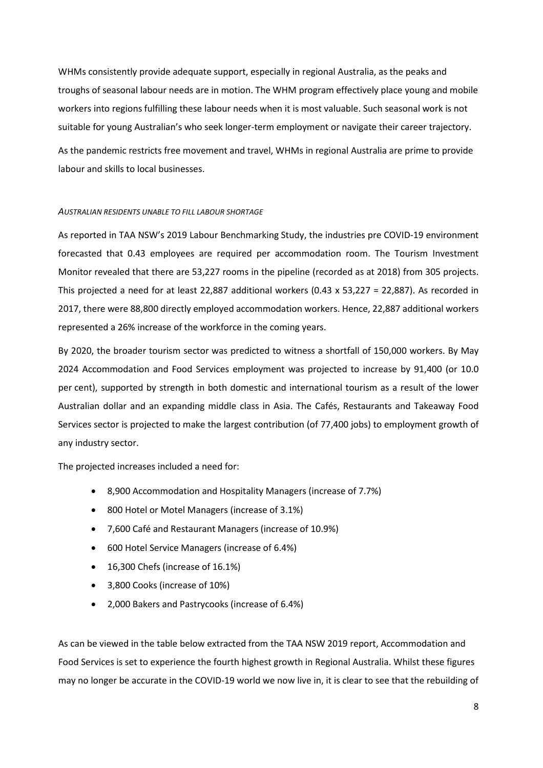WHMs consistently provide adequate support, especially in regional Australia, as the peaks and troughs of seasonal labour needs are in motion. The WHM program effectively place young and mobile workers into regions fulfilling these labour needs when it is most valuable. Such seasonal work is not suitable for young Australian's who seek longer-term employment or navigate their career trajectory.

As the pandemic restricts free movement and travel, WHMs in regional Australia are prime to provide labour and skills to local businesses.

*AUSTRALIAN RESIDENTS UNABLE TO FILL LABOUR SHORTAGE*

As reported in TAA NSW's 2019 Labour Benchmarking Study, the industries pre COVID-19 environment forecasted that 0.43 employees are required per accommodation room. The Tourism Investment Monitor revealed that there are 53,227 rooms in the pipeline (recorded as at 2018) from 305 projects. This projected a need for at least 22,887 additional workers (0.43 x 53,227 = 22,887). As recorded in 2017, there were 88,800 directly employed accommodation workers. Hence, 22,887 additional workers represented a 26% increase of the workforce in the coming years.

By 2020, the broader tourism sector was predicted to witness a shortfall of 150,000 workers. By May 2024 Accommodation and Food Services employment was projected to increase by 91,400 (or 10.0 per cent), supported by strength in both domestic and international tourism as a result of the lower Australian dollar and an expanding middle class in Asia. The Cafés, Restaurants and Takeaway Food Services sector is projected to make the largest contribution (of 77,400 jobs) to employment growth of any industry sector.

The projected increases included a need for:

- 8,900 Accommodation and Hospitality Managers (increase of 7.7%)
- 800 Hotel or Motel Managers (increase of 3.1%)
- 7,600 Café and Restaurant Managers (increase of 10.9%)
- 600 Hotel Service Managers (increase of 6.4%)
- 16,300 Chefs (increase of 16.1%)
- 3,800 Cooks (increase of 10%)
- 2,000 Bakers and Pastrycooks (increase of 6.4%)

As can be viewed in the table below extracted from the TAA NSW 2019 report, Accommodation and Food Services is set to experience the fourth highest growth in Regional Australia. Whilst these figures may no longer be accurate in the COVID-19 world we now live in, it is clear to see that the rebuilding of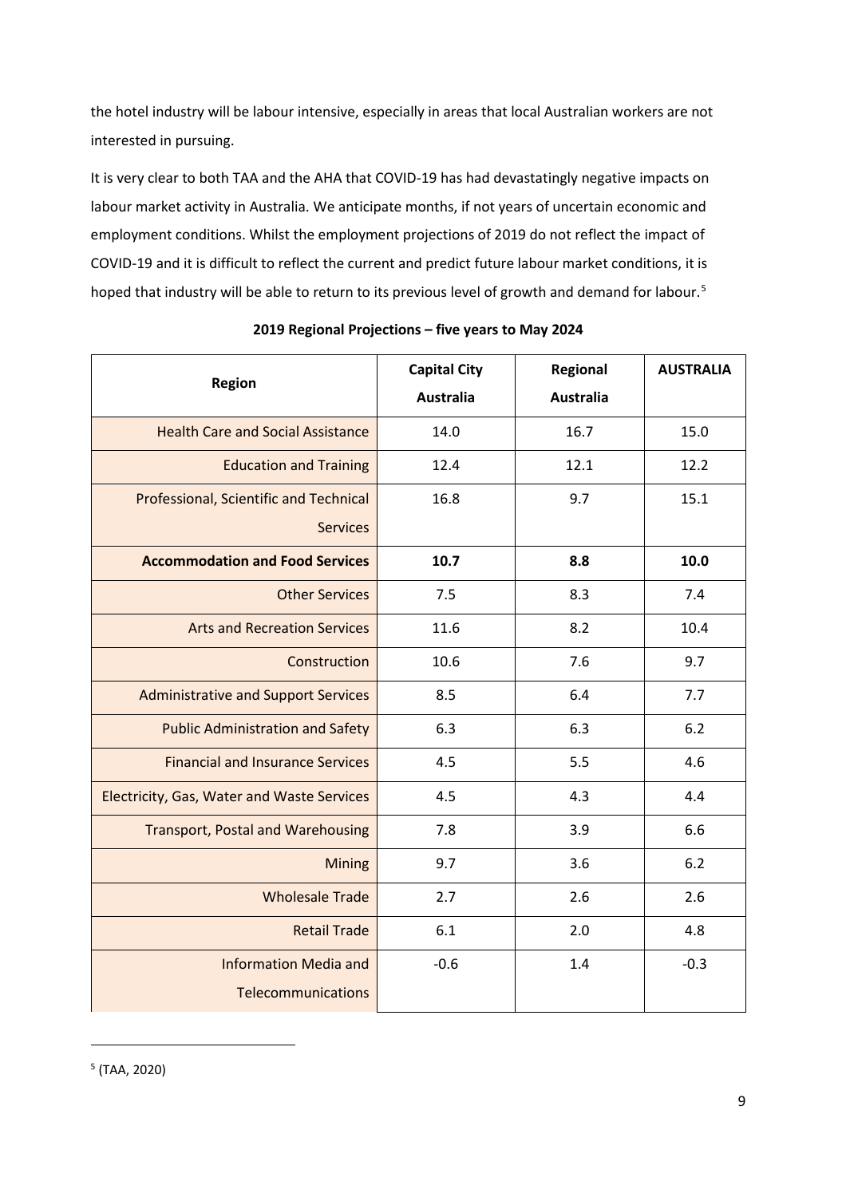the hotel industry will be labour intensive, especially in areas that local Australian workers are not interested in pursuing.

It is very clear to both TAA and the AHA that COVID-19 has had devastatingly negative impacts on labour market activity in Australia. We anticipate months, if not years of uncertain economic and employment conditions. Whilst the employment projections of 2019 do not reflect the impact of COVID-19 and it is difficult to reflect the current and predict future labour market conditions, it is hoped that industry will be able to return to its previous level of growth and demand for labour.[5]

**2019 Regional Projections – five years to May 2024**

| Region | Capital City Australia | Regional Australia | AUSTRALIA |
|---|---|---|---|
| Health Care and Social Assistance | 14.0 | 16.7 | 15.0 |
| Education and Training | 12.4 | 12.1 | 12.2 |
| Professional, Scientific and Technical Services | 16.8 | 9.7 | 15.1 |
| **Accommodation and Food Services** | **10.7** | **8.8** | **10.0** |
| Other Services | 7.5 | 8.3 | 7.4 |
| Arts and Recreation Services | 11.6 | 8.2 | 10.4 |
| Construction | 10.6 | 7.6 | 9.7 |
| Administrative and Support Services | 8.5 | 6.4 | 7.7 |
| Public Administration and Safety | 6.3 | 6.3 | 6.2 |
| Financial and Insurance Services | 4.5 | 5.5 | 4.6 |
| Electricity, Gas, Water and Waste Services | 4.5 | 4.3 | 4.4 |
| Transport, Postal and Warehousing | 7.8 | 3.9 | 6.6 |
| Mining | 9.7 | 3.6 | 6.2 |
| Wholesale Trade | 2.7 | 2.6 | 2.6 |
| Retail Trade | 6.1 | 2.0 | 4.8 |
| Information Media and Telecommunications | -0.6 | 1.4 | -0.3 |

[5] (TAA, 2020)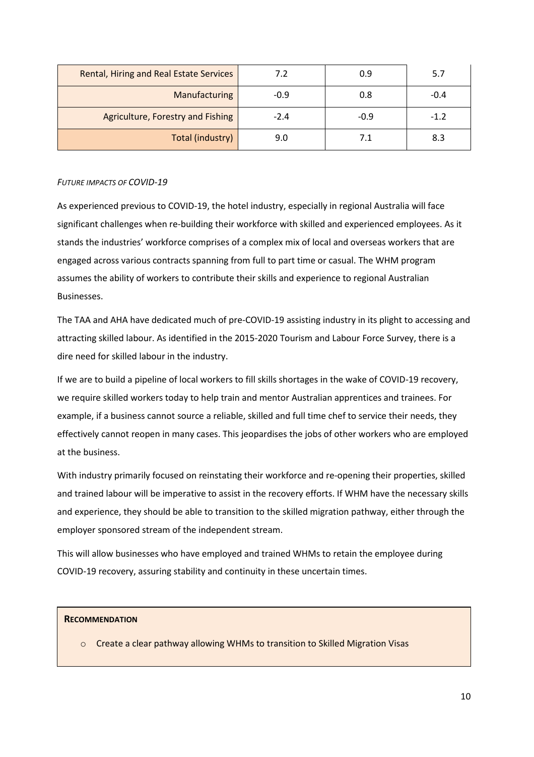| Rental, Hiring and Real Estate Services | 7.2 | 0.9 | 5.7 |
|---|---|---|---|
| Manufacturing | -0.9 | 0.8 | -0.4 |
| Agriculture, Forestry and Fishing | -2.4 | -0.9 | -1.2 |
| Total (industry) | 9.0 | 7.1 | 8.3 |

*FUTURE IMPACTS OF COVID-19*

As experienced previous to COVID-19, the hotel industry, especially in regional Australia will face significant challenges when re-building their workforce with skilled and experienced employees. As it stands the industries' workforce comprises of a complex mix of local and overseas workers that are engaged across various contracts spanning from full to part time or casual. The WHM program assumes the ability of workers to contribute their skills and experience to regional Australian Businesses.

The TAA and AHA have dedicated much of pre-COVID-19 assisting industry in its plight to accessing and attracting skilled labour. As identified in the 2015-2020 Tourism and Labour Force Survey, there is a dire need for skilled labour in the industry.

If we are to build a pipeline of local workers to fill skills shortages in the wake of COVID-19 recovery, we require skilled workers today to help train and mentor Australian apprentices and trainees. For example, if a business cannot source a reliable, skilled and full time chef to service their needs, they effectively cannot reopen in many cases. This jeopardises the jobs of other workers who are employed at the business.

With industry primarily focused on reinstating their workforce and re-opening their properties, skilled and trained labour will be imperative to assist in the recovery efforts. If WHM have the necessary skills and experience, they should be able to transition to the skilled migration pathway, either through the employer sponsored stream of the independent stream.

This will allow businesses who have employed and trained WHMs to retain the employee during COVID-19 recovery, assuring stability and continuity in these uncertain times.

**RECOMMENDATION**

- Create a clear pathway allowing WHMs to transition to Skilled Migration Visas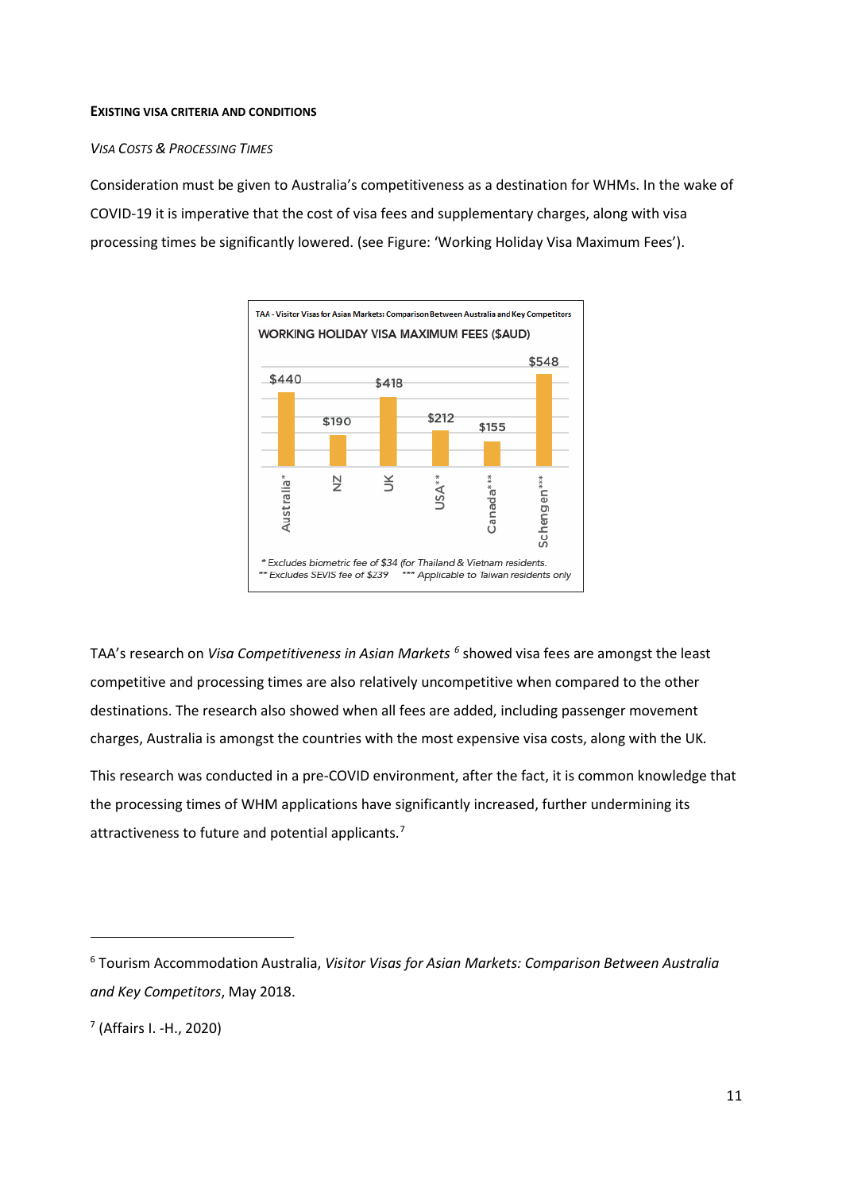**EXISTING VISA CRITERIA AND CONDITIONS**

*VISA COSTS & PROCESSING TIMES*

Consideration must be given to Australia's competitiveness as a destination for WHMs. In the wake of COVID-19 it is imperative that the cost of visa fees and supplementary charges, along with visa processing times be significantly lowered. (see Figure: 'Working Holiday Visa Maximum Fees').

TAA - Visitor Visas for Asian Markets: Comparison Between Australia and Key Competitors

WORKING HOLIDAY VISA MAXIMUM FEES ($AUD)

| Australia* | NZ | UK | USA** | Canada*** | Schengen*** |
|---|---|---|---|---|---|
| $440 | $190 | $418 | $212 | $155 | $548 |

* Excludes biometric fee of $34 (for Thailand & Vietnam residents.
** Excludes SEVIS fee of $239 *** Applicable to Taiwan residents only

TAA's research on *Visa Competitiveness in Asian Markets* [6] showed visa fees are amongst the least competitive and processing times are also relatively uncompetitive when compared to the other destinations. The research also showed when all fees are added, including passenger movement charges, Australia is amongst the countries with the most expensive visa costs, along with the UK.

This research was conducted in a pre-COVID environment, after the fact, it is common knowledge that the processing times of WHM applications have significantly increased, further undermining its attractiveness to future and potential applicants.[7]

---

[6] Tourism Accommodation Australia, *Visitor Visas for Asian Markets: Comparison Between Australia and Key Competitors*, May 2018.

[7] (Affairs I. -H., 2020)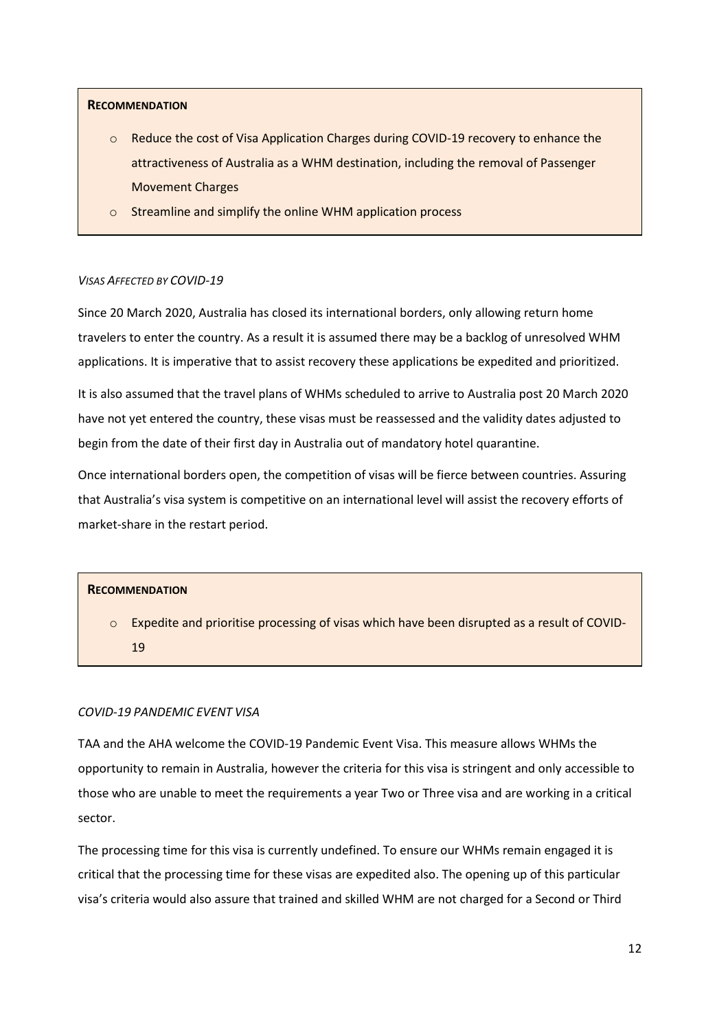> **RECOMMENDATION**
>
> - Reduce the cost of Visa Application Charges during COVID-19 recovery to enhance the attractiveness of Australia as a WHM destination, including the removal of Passenger Movement Charges
> - Streamline and simplify the online WHM application process

*VISAS AFFECTED BY COVID-19*

Since 20 March 2020, Australia has closed its international borders, only allowing return home travelers to enter the country. As a result it is assumed there may be a backlog of unresolved WHM applications. It is imperative that to assist recovery these applications be expedited and prioritized.

It is also assumed that the travel plans of WHMs scheduled to arrive to Australia post 20 March 2020 have not yet entered the country, these visas must be reassessed and the validity dates adjusted to begin from the date of their first day in Australia out of mandatory hotel quarantine.

Once international borders open, the competition of visas will be fierce between countries. Assuring that Australia's visa system is competitive on an international level will assist the recovery efforts of market-share in the restart period.

> **RECOMMENDATION**
>
> - Expedite and prioritise processing of visas which have been disrupted as a result of COVID-19

*COVID-19 PANDEMIC EVENT VISA*

TAA and the AHA welcome the COVID-19 Pandemic Event Visa. This measure allows WHMs the opportunity to remain in Australia, however the criteria for this visa is stringent and only accessible to those who are unable to meet the requirements a year Two or Three visa and are working in a critical sector.

The processing time for this visa is currently undefined. To ensure our WHMs remain engaged it is critical that the processing time for these visas are expedited also. The opening up of this particular visa's criteria would also assure that trained and skilled WHM are not charged for a Second or Third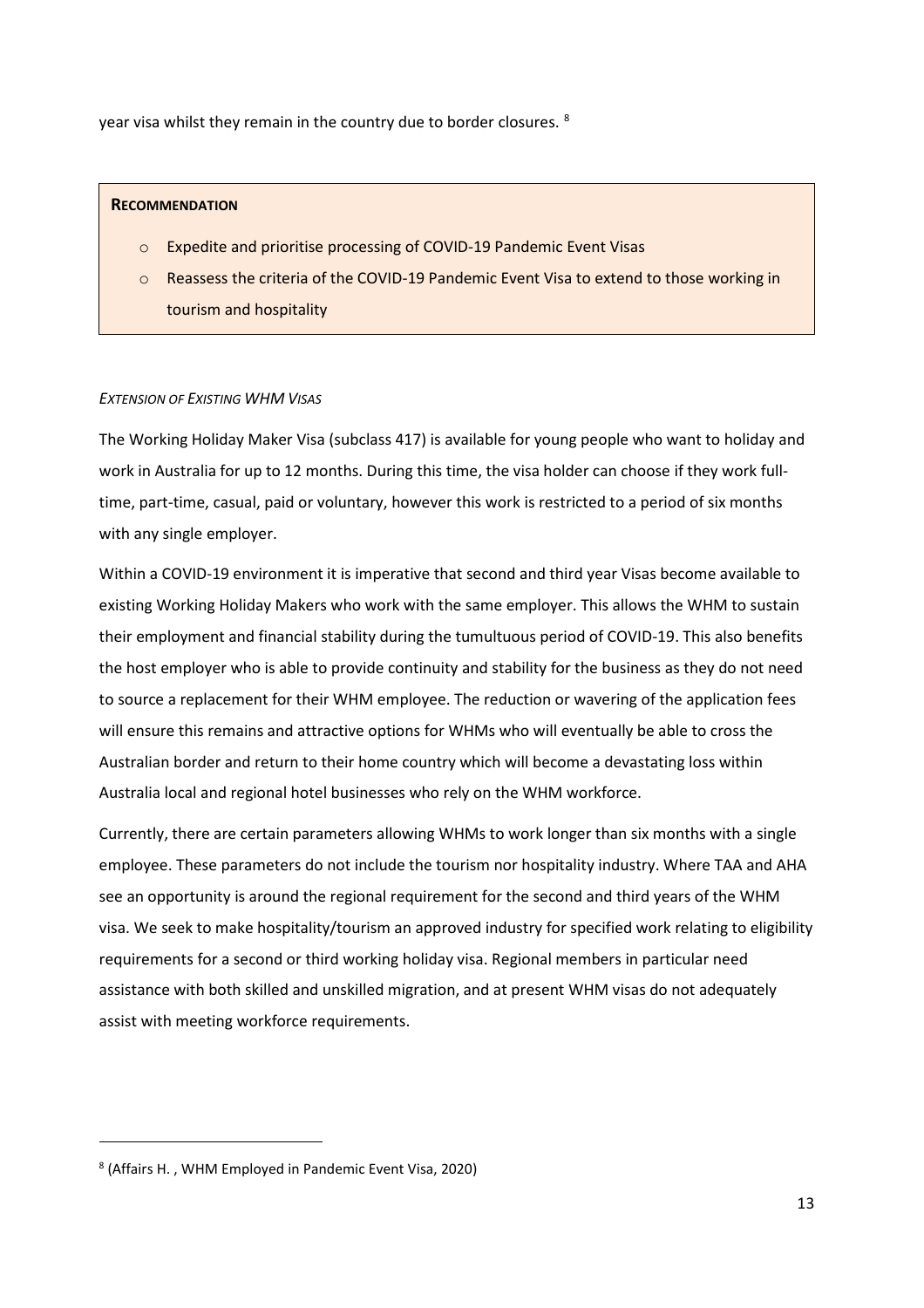year visa whilst they remain in the country due to border closures. [8]

> **RECOMMENDATION**
>
> - Expedite and prioritise processing of COVID-19 Pandemic Event Visas
> - Reassess the criteria of the COVID-19 Pandemic Event Visa to extend to those working in tourism and hospitality

*EXTENSION OF EXISTING WHM VISAS*

The Working Holiday Maker Visa (subclass 417) is available for young people who want to holiday and work in Australia for up to 12 months. During this time, the visa holder can choose if they work full-time, part-time, casual, paid or voluntary, however this work is restricted to a period of six months with any single employer.

Within a COVID-19 environment it is imperative that second and third year Visas become available to existing Working Holiday Makers who work with the same employer. This allows the WHM to sustain their employment and financial stability during the tumultuous period of COVID-19. This also benefits the host employer who is able to provide continuity and stability for the business as they do not need to source a replacement for their WHM employee. The reduction or wavering of the application fees will ensure this remains and attractive options for WHMs who will eventually be able to cross the Australian border and return to their home country which will become a devastating loss within Australia local and regional hotel businesses who rely on the WHM workforce.

Currently, there are certain parameters allowing WHMs to work longer than six months with a single employee. These parameters do not include the tourism nor hospitality industry. Where TAA and AHA see an opportunity is around the regional requirement for the second and third years of the WHM visa. We seek to make hospitality/tourism an approved industry for specified work relating to eligibility requirements for a second or third working holiday visa. Regional members in particular need assistance with both skilled and unskilled migration, and at present WHM visas do not adequately assist with meeting workforce requirements.

[8] (Affairs H. , WHM Employed in Pandemic Event Visa, 2020)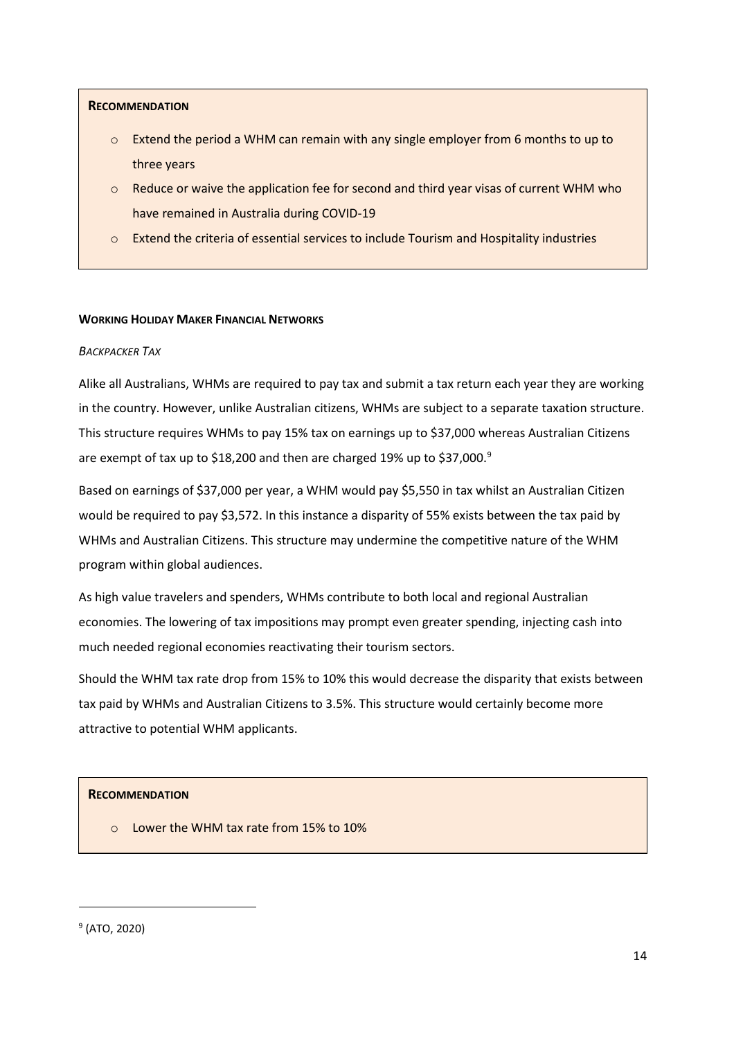**RECOMMENDATION**

- Extend the period a WHM can remain with any single employer from 6 months to up to three years
- Reduce or waive the application fee for second and third year visas of current WHM who have remained in Australia during COVID-19
- Extend the criteria of essential services to include Tourism and Hospitality industries

#### **WORKING HOLIDAY MAKER FINANCIAL NETWORKS**

*BACKPACKER TAX*

Alike all Australians, WHMs are required to pay tax and submit a tax return each year they are working in the country. However, unlike Australian citizens, WHMs are subject to a separate taxation structure. This structure requires WHMs to pay 15% tax on earnings up to $37,000 whereas Australian Citizens are exempt of tax up to $18,200 and then are charged 19% up to $37,000.[9]

Based on earnings of $37,000 per year, a WHM would pay $5,550 in tax whilst an Australian Citizen would be required to pay $3,572. In this instance a disparity of 55% exists between the tax paid by WHMs and Australian Citizens. This structure may undermine the competitive nature of the WHM program within global audiences.

As high value travelers and spenders, WHMs contribute to both local and regional Australian economies. The lowering of tax impositions may prompt even greater spending, injecting cash into much needed regional economies reactivating their tourism sectors.

Should the WHM tax rate drop from 15% to 10% this would decrease the disparity that exists between tax paid by WHMs and Australian Citizens to 3.5%. This structure would certainly become more attractive to potential WHM applicants.

**RECOMMENDATION**

- Lower the WHM tax rate from 15% to 10%

---

[9] (ATO, 2020)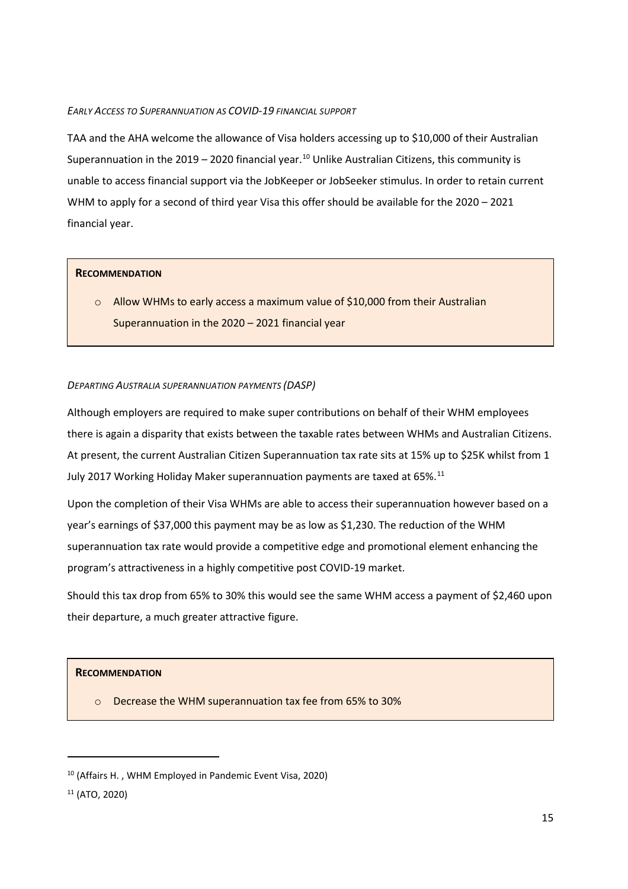*EARLY ACCESS TO SUPERANNUATION AS COVID-19 FINANCIAL SUPPORT*

TAA and the AHA welcome the allowance of Visa holders accessing up to $10,000 of their Australian Superannuation in the 2019 – 2020 financial year.[10] Unlike Australian Citizens, this community is unable to access financial support via the JobKeeper or JobSeeker stimulus. In order to retain current WHM to apply for a second of third year Visa this offer should be available for the 2020 – 2021 financial year.

> **RECOMMENDATION**
>
> - Allow WHMs to early access a maximum value of $10,000 from their Australian Superannuation in the 2020 – 2021 financial year

*DEPARTING AUSTRALIA SUPERANNUATION PAYMENTS (DASP)*

Although employers are required to make super contributions on behalf of their WHM employees there is again a disparity that exists between the taxable rates between WHMs and Australian Citizens. At present, the current Australian Citizen Superannuation tax rate sits at 15% up to $25K whilst from 1 July 2017 Working Holiday Maker superannuation payments are taxed at 65%.[11]

Upon the completion of their Visa WHMs are able to access their superannuation however based on a year's earnings of $37,000 this payment may be as low as $1,230. The reduction of the WHM superannuation tax rate would provide a competitive edge and promotional element enhancing the program's attractiveness in a highly competitive post COVID-19 market.

Should this tax drop from 65% to 30% this would see the same WHM access a payment of $2,460 upon their departure, a much greater attractive figure.

> **RECOMMENDATION**
>
> - Decrease the WHM superannuation tax fee from 65% to 30%

---

[10] (Affairs H. , WHM Employed in Pandemic Event Visa, 2020)

[11] (ATO, 2020)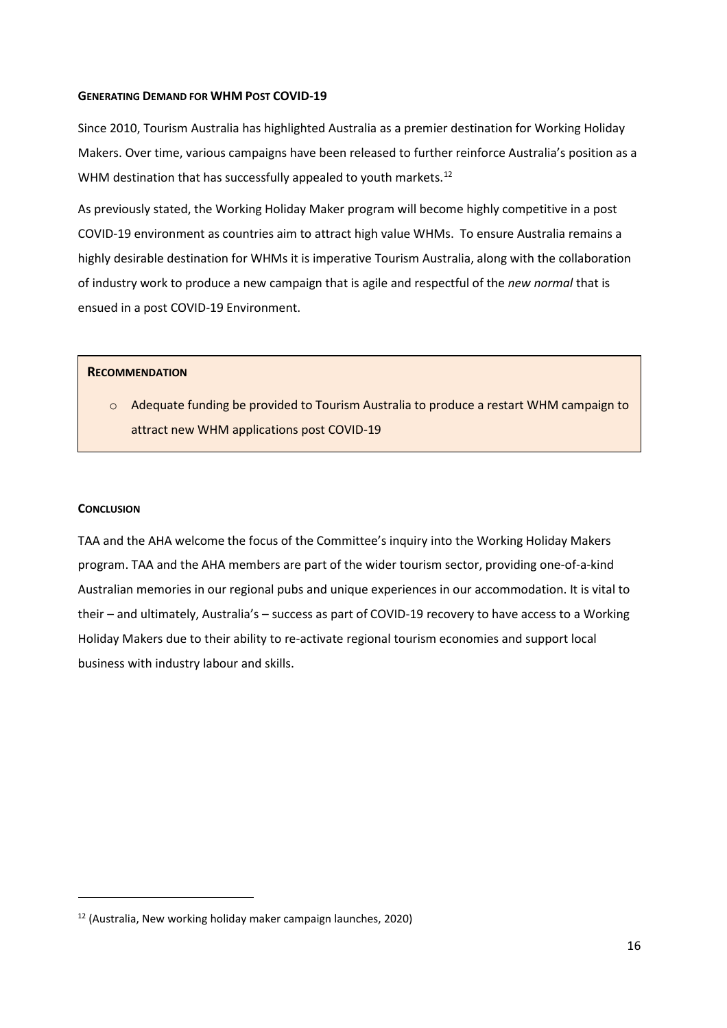#### GENERATING DEMAND FOR WHM POST COVID-19

Since 2010, Tourism Australia has highlighted Australia as a premier destination for Working Holiday Makers. Over time, various campaigns have been released to further reinforce Australia's position as a WHM destination that has successfully appealed to youth markets.[12]

As previously stated, the Working Holiday Maker program will become highly competitive in a post COVID-19 environment as countries aim to attract high value WHMs. To ensure Australia remains a highly desirable destination for WHMs it is imperative Tourism Australia, along with the collaboration of industry work to produce a new campaign that is agile and respectful of the *new normal* that is ensued in a post COVID-19 Environment.

> **RECOMMENDATION**
>
> - Adequate funding be provided to Tourism Australia to produce a restart WHM campaign to attract new WHM applications post COVID-19

#### CONCLUSION

TAA and the AHA welcome the focus of the Committee's inquiry into the Working Holiday Makers program. TAA and the AHA members are part of the wider tourism sector, providing one-of-a-kind Australian memories in our regional pubs and unique experiences in our accommodation. It is vital to their – and ultimately, Australia's – success as part of COVID-19 recovery to have access to a Working Holiday Makers due to their ability to re-activate regional tourism economies and support local business with industry labour and skills.

---

[12] (Australia, New working holiday maker campaign launches, 2020)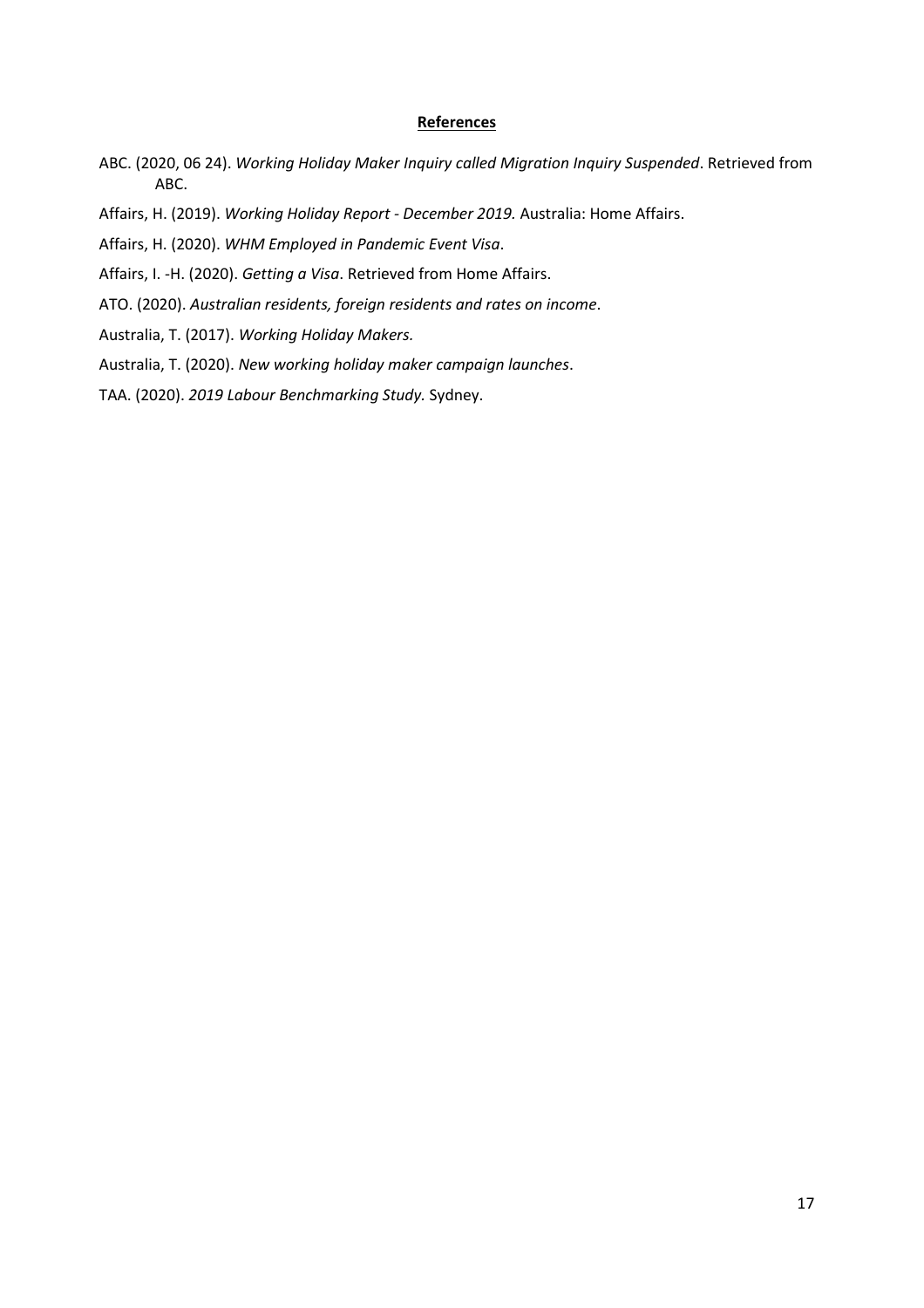**References**

ABC. (2020, 06 24). *Working Holiday Maker Inquiry called Migration Inquiry Suspended*. Retrieved from ABC.

Affairs, H. (2019). *Working Holiday Report - December 2019.* Australia: Home Affairs.

Affairs, H. (2020). *WHM Employed in Pandemic Event Visa*.

Affairs, I. -H. (2020). *Getting a Visa*. Retrieved from Home Affairs.

ATO. (2020). *Australian residents, foreign residents and rates on income*.

Australia, T. (2017). *Working Holiday Makers.*

Australia, T. (2020). *New working holiday maker campaign launches*.

TAA. (2020). *2019 Labour Benchmarking Study.* Sydney.